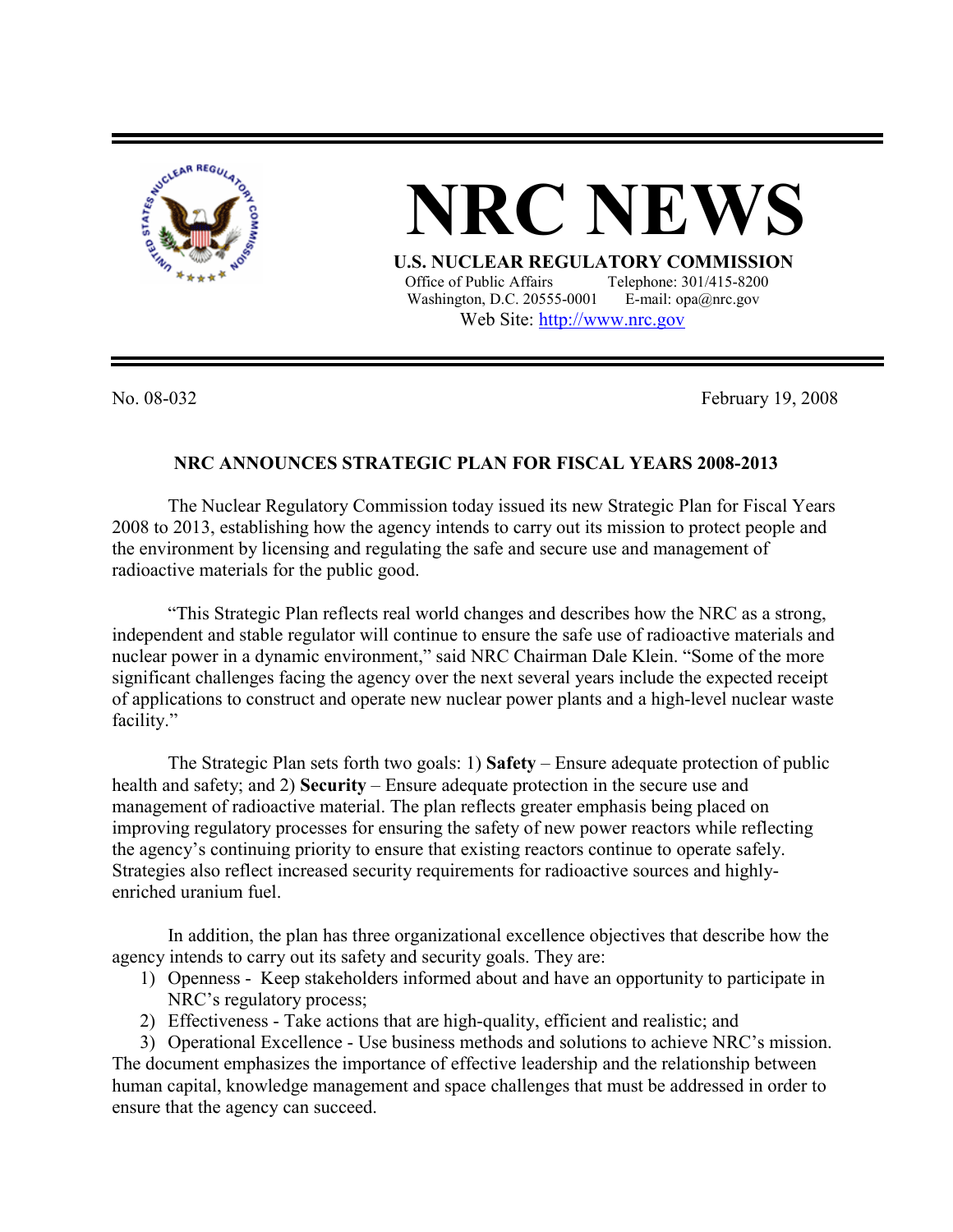# NRC NEWS

**U.S. NUCLEAR REGULATORY COMMISSION**

Office of Public Affairs  Telephone: 301/415-8200
Washington, D.C. 20555-0001  E-mail: opa@nrc.gov
Web Site: http://www.nrc.gov

No. 08-032  February 19, 2008

## NRC ANNOUNCES STRATEGIC PLAN FOR FISCAL YEARS 2008-2013

The Nuclear Regulatory Commission today issued its new Strategic Plan for Fiscal Years 2008 to 2013, establishing how the agency intends to carry out its mission to protect people and the environment by licensing and regulating the safe and secure use and management of radioactive materials for the public good.

"This Strategic Plan reflects real world changes and describes how the NRC as a strong, independent and stable regulator will continue to ensure the safe use of radioactive materials and nuclear power in a dynamic environment," said NRC Chairman Dale Klein. "Some of the more significant challenges facing the agency over the next several years include the expected receipt of applications to construct and operate new nuclear power plants and a high-level nuclear waste facility."

The Strategic Plan sets forth two goals: 1) **Safety** – Ensure adequate protection of public health and safety; and 2) **Security** – Ensure adequate protection in the secure use and management of radioactive material. The plan reflects greater emphasis being placed on improving regulatory processes for ensuring the safety of new power reactors while reflecting the agency's continuing priority to ensure that existing reactors continue to operate safely. Strategies also reflect increased security requirements for radioactive sources and highly-enriched uranium fuel.

In addition, the plan has three organizational excellence objectives that describe how the agency intends to carry out its safety and security goals. They are:

1) Openness - Keep stakeholders informed about and have an opportunity to participate in NRC's regulatory process;
2) Effectiveness - Take actions that are high-quality, efficient and realistic; and
3) Operational Excellence - Use business methods and solutions to achieve NRC's mission.

The document emphasizes the importance of effective leadership and the relationship between human capital, knowledge management and space challenges that must be addressed in order to ensure that the agency can succeed.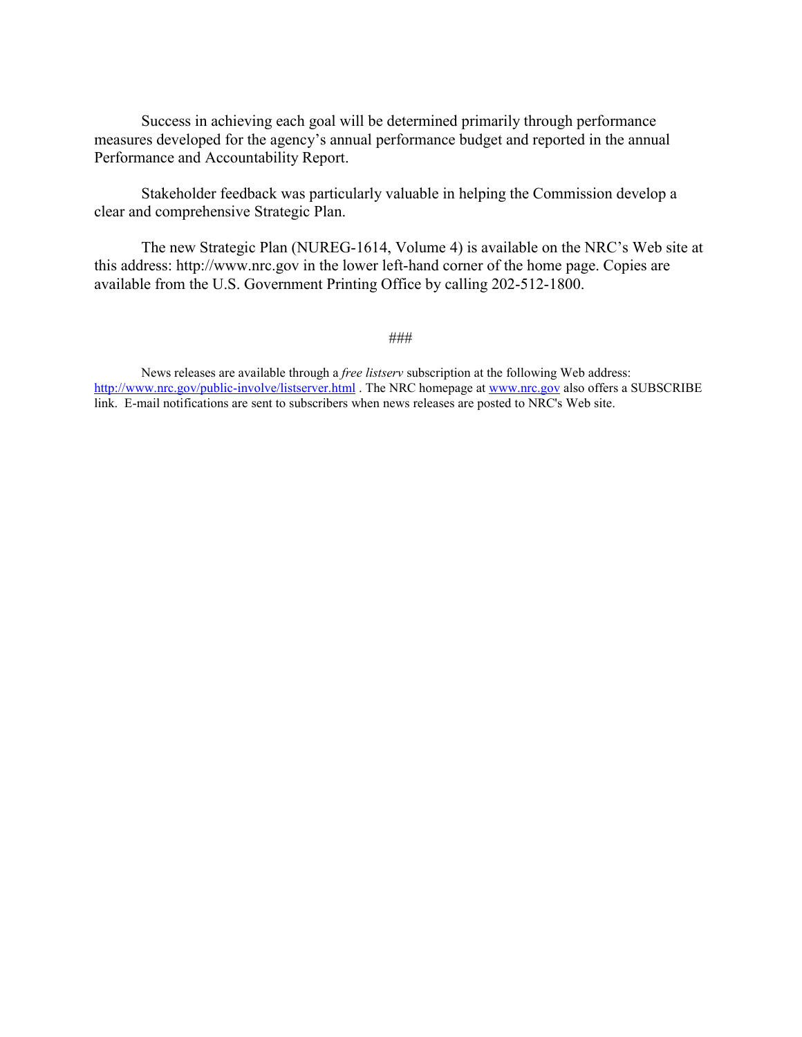Success in achieving each goal will be determined primarily through performance measures developed for the agency's annual performance budget and reported in the annual Performance and Accountability Report.

Stakeholder feedback was particularly valuable in helping the Commission develop a clear and comprehensive Strategic Plan.

The new Strategic Plan (NUREG-1614, Volume 4) is available on the NRC's Web site at this address: http://www.nrc.gov in the lower left-hand corner of the home page. Copies are available from the U.S. Government Printing Office by calling 202-512-1800.

###

News releases are available through a *free listserv* subscription at the following Web address: http://www.nrc.gov/public-involve/listserver.html . The NRC homepage at www.nrc.gov also offers a SUBSCRIBE link. E-mail notifications are sent to subscribers when news releases are posted to NRC's Web site.